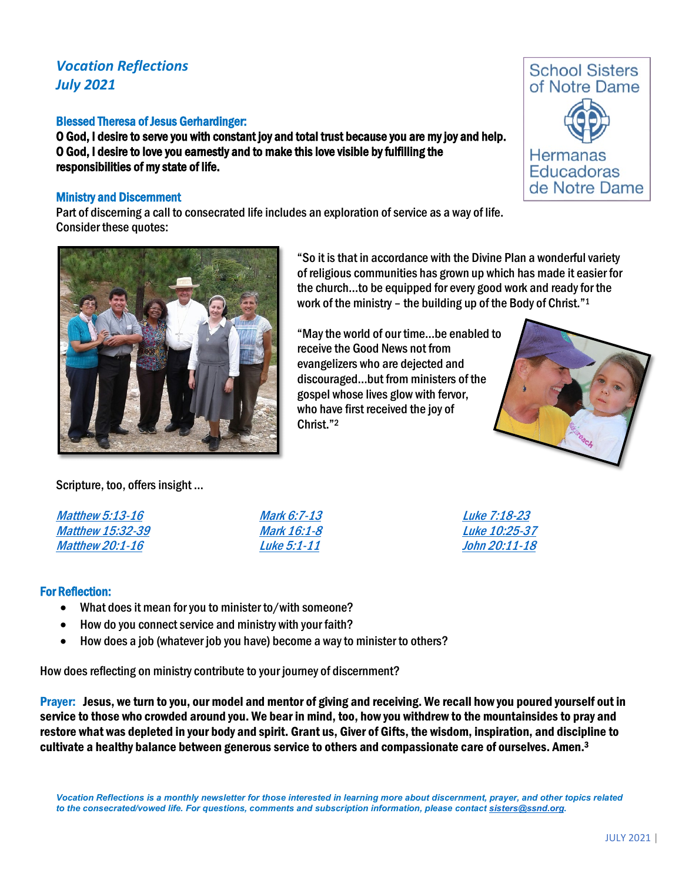# *Vocation Reflections*
## *July 2021*

School Sisters of Notre Dame
Hermanas Educadoras de Notre Dame

### Blessed Theresa of Jesus Gerhardinger:

**O God, I desire to serve you with constant joy and total trust because you are my joy and help. O God, I desire to love you earnestly and to make this love visible by fulfilling the responsibilities of my state of life.**

### Ministry and Discernment

Part of discerning a call to consecrated life includes an exploration of service as a way of life. Consider these quotes:

"So it is that in accordance with the Divine Plan a wonderful variety of religious communities has grown up which has made it easier for the church…to be equipped for every good work and ready for the work of the ministry – the building up of the Body of Christ."[1]

"May the world of our time…be enabled to receive the Good News not from evangelizers who are dejected and discouraged…but from ministers of the gospel whose lives glow with fervor, who have first received the joy of Christ."[2]

Scripture, too, offers insight …

*Matthew 5:13-16*
*Matthew 15:32-39*
*Matthew 20:1-16*
*Mark 6:7-13*
*Mark 16:1-8*
*Luke 5:1-11*
*Luke 7:18-23*
*Luke 10:25-37*
*John 20:11-18*

### For Reflection:

- What does it mean for you to minister to/with someone?
- How do you connect service and ministry with your faith?
- How does a job (whatever job you have) become a way to minister to others?

How does reflecting on ministry contribute to your journey of discernment?

**Prayer: Jesus, we turn to you, our model and mentor of giving and receiving. We recall how you poured yourself out in service to those who crowded around you. We bear in mind, too, how you withdrew to the mountainsides to pray and restore what was depleted in your body and spirit. Grant us, Giver of Gifts, the wisdom, inspiration, and discipline to cultivate a healthy balance between generous service to others and compassionate care of ourselves. Amen.**[3]

***Vocation Reflections is a monthly newsletter for those interested in learning more about discernment, prayer, and other topics related to the consecrated/vowed life. For questions, comments and subscription information, please contact sisters@ssnd.org.***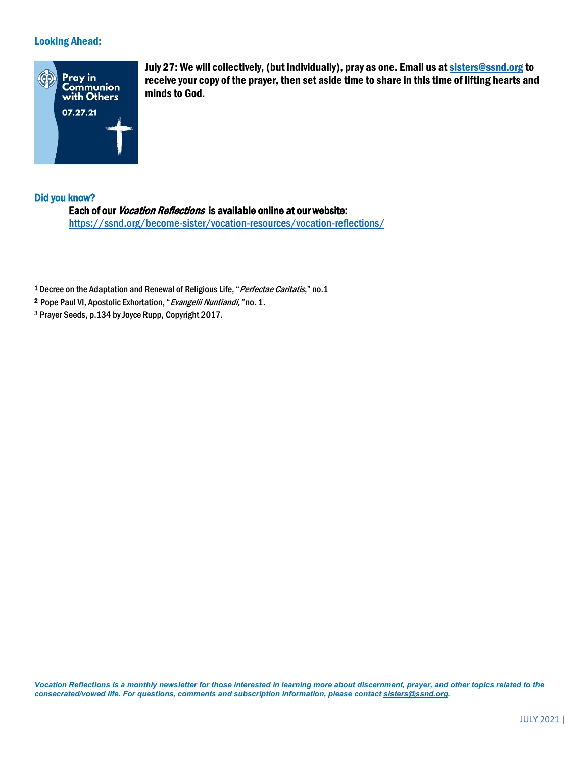## Looking Ahead:

**July 27: We will collectively, (but individually), pray as one. Email us at sisters@ssnd.org to receive your copy of the prayer, then set aside time to share in this time of lifting hearts and minds to God.**

## Did you know?

**Each of our *Vocation Reflections* is available online at our website:**
https://ssnd.org/become-sister/vocation-resources/vocation-reflections/

[1] Decree on the Adaptation and Renewal of Religious Life, "*Perfectae Caritatis*," no.1

[2] Pope Paul VI, Apostolic Exhortation, "*Evangelii Nuntiandi,*" no. 1.

[3] Prayer Seeds, p.134 by Joyce Rupp, Copyright 2017.

***Vocation Reflections is a monthly newsletter for those interested in learning more about discernment, prayer, and other topics related to the consecrated/vowed life. For questions, comments and subscription information, please contact sisters@ssnd.org.***